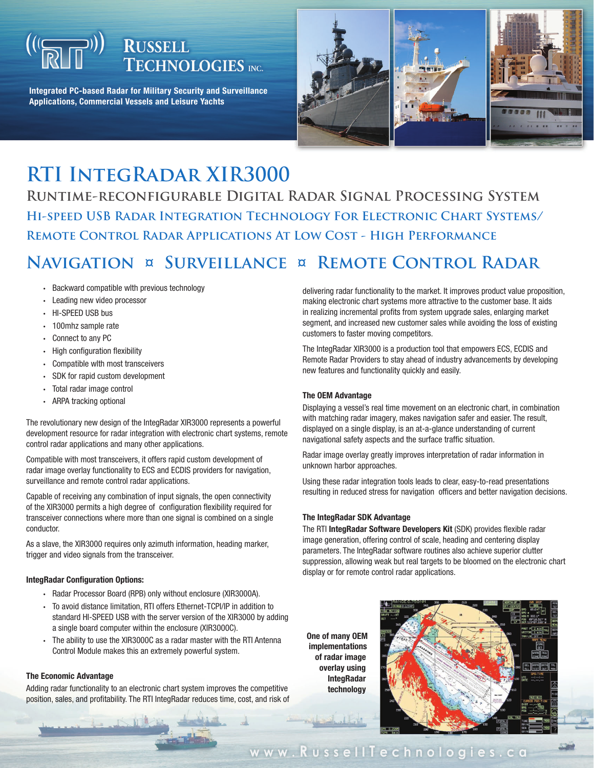# Russell Technologies Inc.

**Integrated PC-based Radar for Military Security and Surveillance Applications, Commercial Vessels and Leisure Yachts**

# RTI IntegRadar XIR3000

## Runtime-reconfigurable Digital Radar Signal Processing System

### Hi-speed USB Radar Integration Technology For Electronic Chart Systems/ Remote Control Radar Applications At Low Cost - High Performance

## Navigation ¤ Surveillance ¤ Remote Control Radar

- Backward compatible wlth previous technology
- Leading new video processor
- HI-SPEED USB bus
- 100mhz sample rate
- Connect to any PC
- High configuration flexibility
- Compatible wlth most transceivers
- SDK for rapid custom development
- Total radar image control
- ARPA tracking optional

The revolutionary new design of the IntegRadar XIR3000 represents a powerful development resource for radar integration with electronic chart systems, remote control radar applications and many other applications.

Compatible with most transceivers, it offers rapid custom development of radar image overlay functionality to ECS and ECDIS providers for navigation, surveillance and remote control radar applications.

Capable of receiving any combination of input signals, the open connectivity of the XIR3000 permits a high degree of configuration flexibility required for transceiver connections where more than one signal is combined on a single conductor.

As a slave, the XIR3000 requires only azimuth information, heading marker, trigger and video signals from the transceiver.

#### IntegRadar Configuration Options:

- Radar Processor Board (RPB) only without enclosure (XIR3000A).
- To avoid distance limitation, RTI offers Ethernet-TCPI/IP in addition to standard HI-SPEED USB with the server version of the XIR3000 by adding a single board computer within the enclosure (XIR3000C).
- The ability to use the XIR3000C as a radar master with the RTI Antenna Control Module makes this an extremely powerful system.

#### The Economic Advantage

Adding radar functionality to an electronic chart system improves the competitive position, sales, and profitability. The RTI IntegRadar reduces time, cost, and risk of delivering radar functionality to the market. It improves product value proposition, making electronic chart systems more attractive to the customer base. It aids in realizing incremental profits from system upgrade sales, enlarging market segment, and increased new customer sales while avoiding the loss of existing customers to faster moving competitors.

The IntegRadar XIR3000 is a production tool that empowers ECS, ECDIS and Remote Radar Providers to stay ahead of industry advancements by developing new features and functionality quickly and easily.

#### The OEM Advantage

Displaying a vessel's real time movement on an electronic chart, in combination with matching radar imagery, makes navigation safer and easier. The result, displayed on a single display, is an at-a-glance understanding of current navigational safety aspects and the surface traffic situation.

Radar image overlay greatly improves interpretation of radar information in unknown harbor approaches.

Using these radar integration tools leads to clear, easy-to-read presentations resulting in reduced stress for navigation officers and better navigation decisions.

#### The IntegRadar SDK Advantage

The RTI **IntegRadar Software Developers Kit** (SDK) provides flexible radar image generation, offering control of scale, heading and centering display parameters. The IntegRadar software routines also achieve superior clutter suppression, allowing weak but real targets to be bloomed on the electronic chart display or for remote control radar applications.

**One of many OEM implementations of radar image overlay using IntegRadar technology**

www.RussellTechnologies.ca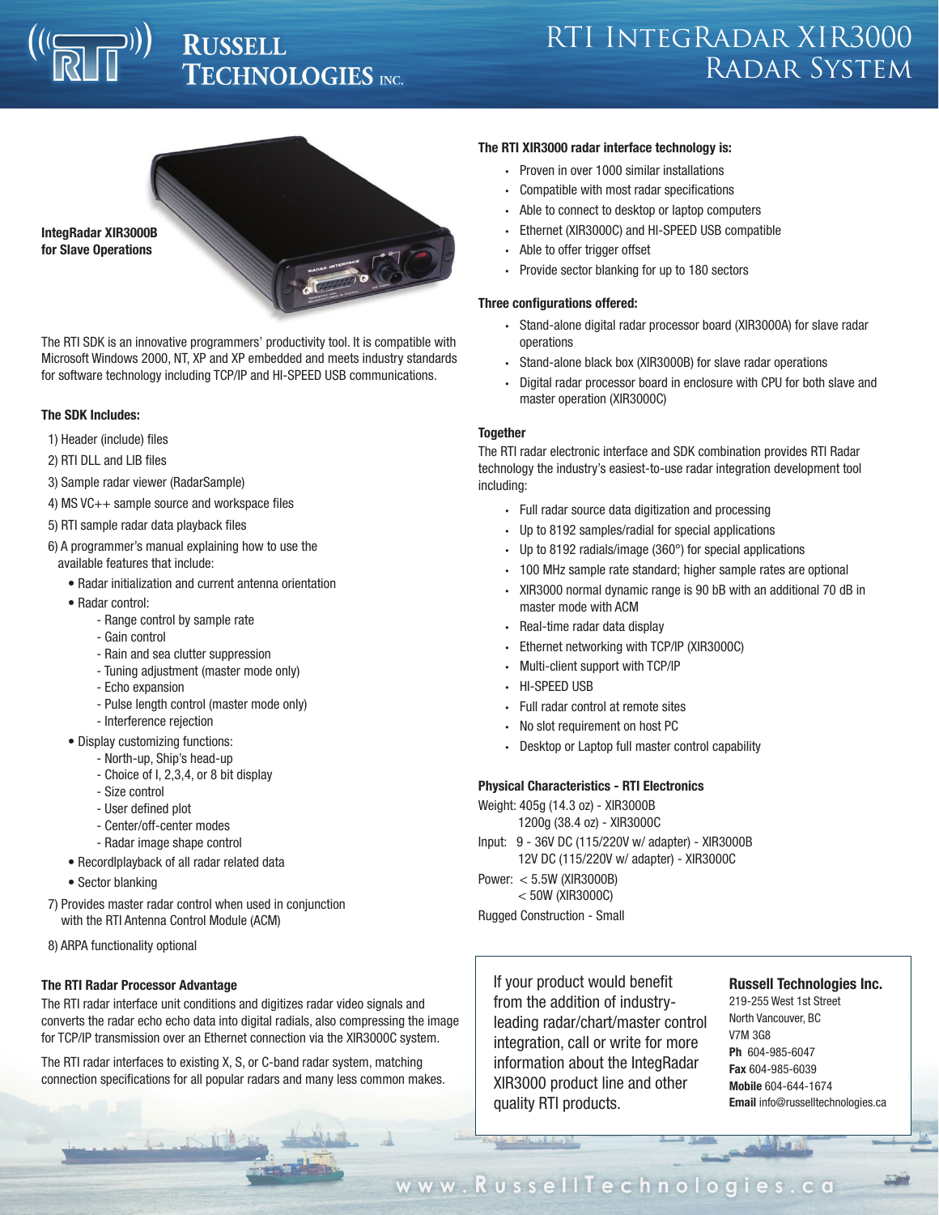# RTI IntegRadar XIR3000 Radar System

**Russell Technologies Inc.**

**IntegRadar XIR3000B for Slave Operations**

The RTI SDK is an innovative programmers' productivity tool. It is compatible with Microsoft Windows 2000, NT, XP and XP embedded and meets industry standards for software technology including TCP/IP and HI-SPEED USB communications.

### The SDK Includes:

1) Header (include) files
2) RTI DLL and LIB files
3) Sample radar viewer (RadarSample)
4) MS VC++ sample source and workspace files
5) RTI sample radar data playback files
6) A programmer's manual explaining how to use the available features that include:
   - Radar initialization and current antenna orientation
   - Radar control:
     - Range control by sample rate
     - Gain control
     - Rain and sea clutter suppression
     - Tuning adjustment (master mode only)
     - Echo expansion
     - Pulse length control (master mode only)
     - Interference rejection
   - Display customizing functions:
     - North-up, Ship's head-up
     - Choice of I, 2,3,4, or 8 bit display
     - Size control
     - User defined plot
     - Center/off-center modes
     - Radar image shape control
   - Recordlplayback of all radar related data
   - Sector blanking
7) Provides master radar control when used in conjunction with the RTI Antenna Control Module (ACM)
8) ARPA functionality optional

### The RTI Radar Processor Advantage

The RTI radar interface unit conditions and digitizes radar video signals and converts the radar echo echo data into digital radials, also compressing the image for TCP/IP transmission over an Ethernet connection via the XIR3000C system.

The RTI radar interfaces to existing X, S, or C-band radar system, matching connection specifications for all popular radars and many less common makes.

### The RTI XIR3000 radar interface technology is:

- Proven in over 1000 similar installations
- Compatible with most radar specifications
- Able to connect to desktop or laptop computers
- Ethernet (XIR3000C) and HI-SPEED USB compatible
- Able to offer trigger offset
- Provide sector blanking for up to 180 sectors

### Three configurations offered:

- Stand-alone digital radar processor board (XIR3000A) for slave radar operations
- Stand-alone black box (XIR3000B) for slave radar operations
- Digital radar processor board in enclosure with CPU for both slave and master operation (XIR3000C)

### Together

The RTI radar electronic interface and SDK combination provides RTI Radar technology the industry's easiest-to-use radar integration development tool including:

- Full radar source data digitization and processing
- Up to 8192 samples/radial for special applications
- Up to 8192 radials/image (360°) for special applications
- 100 MHz sample rate standard; higher sample rates are optional
- XIR3000 normal dynamic range is 90 bB with an additional 70 dB in master mode with ACM
- Real-time radar data display
- Ethernet networking with TCP/IP (XIR3000C)
- Multi-client support with TCP/IP
- HI-SPEED USB
- Full radar control at remote sites
- No slot requirement on host PC
- Desktop or Laptop full master control capability

### Physical Characteristics - RTI Electronics

Weight: 405g (14.3 oz) - XIR3000B
1200g (38.4 oz) - XIR3000C

Input: 9 - 36V DC (115/220V w/ adapter) - XIR3000B
12V DC (115/220V w/ adapter) - XIR3000C

Power: < 5.5W (XIR3000B)
< 50W (XIR3000C)

Rugged Construction - Small

If your product would benefit from the addition of industry-leading radar/chart/master control integration, call or write for more information about the IntegRadar XIR3000 product line and other quality RTI products.

**Russell Technologies Inc.**
219-255 West 1st Street
North Vancouver, BC
V7M 3G8
**Ph** 604-985-6047
**Fax** 604-985-6039
**Mobile** 604-644-1674
**Email** info@russelltechnologies.ca

www.RussellTechnologies.ca